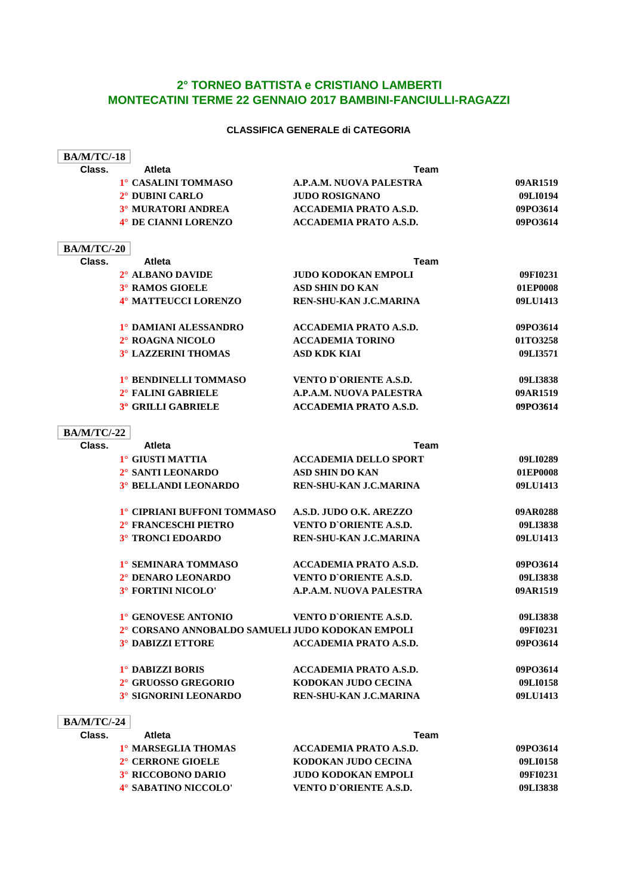# 2° TORNEO BATTISTA e CRISTIANO LAMBERTI
# MONTECATINI TERME 22 GENNAIO 2017 BAMBINI-FANCIULLI-RAGAZZI

### CLASSIFICA GENERALE di CATEGORIA

**BA/M/TC/-18**

| Class. | Atleta | Team | |
|---|---|---|---|
| 1° | CASALINI TOMMASO | A.P.A.M. NUOVA PALESTRA | 09AR1519 |
| 2° | DUBINI CARLO | JUDO ROSIGNANO | 09LI0194 |
| 3° | MURATORI ANDREA | ACCADEMIA PRATO A.S.D. | 09PO3614 |
| 4° | DE CIANNI LORENZO | ACCADEMIA PRATO A.S.D. | 09PO3614 |

**BA/M/TC/-20**

| Class. | Atleta | Team | |
|---|---|---|---|
| 2° | ALBANO DAVIDE | JUDO KODOKAN EMPOLI | 09FI0231 |
| 3° | RAMOS GIOELE | ASD SHIN DO KAN | 01EP0008 |
| 4° | MATTEUCCI LORENZO | REN-SHU-KAN J.C.MARINA | 09LU1413 |
| | | | |
| 1° | DAMIANI ALESSANDRO | ACCADEMIA PRATO A.S.D. | 09PO3614 |
| 2° | ROAGNA NICOLO | ACCADEMIA TORINO | 01TO3258 |
| 3° | LAZZERINI THOMAS | ASD KDK KIAI | 09LI3571 |
| | | | |
| 1° | BENDINELLI TOMMASO | VENTO D`ORIENTE A.S.D. | 09LI3838 |
| 2° | FALINI GABRIELE | A.P.A.M. NUOVA PALESTRA | 09AR1519 |
| 3° | GRILLI GABRIELE | ACCADEMIA PRATO A.S.D. | 09PO3614 |

**BA/M/TC/-22**

| Class. | Atleta | Team | |
|---|---|---|---|
| 1° | GIUSTI MATTIA | ACCADEMIA DELLO SPORT | 09LI0289 |
| 2° | SANTI LEONARDO | ASD SHIN DO KAN | 01EP0008 |
| 3° | BELLANDI LEONARDO | REN-SHU-KAN J.C.MARINA | 09LU1413 |
| | | | |
| 1° | CIPRIANI BUFFONI TOMMASO | A.S.D. JUDO O.K. AREZZO | 09AR0288 |
| 2° | FRANCESCHI PIETRO | VENTO D`ORIENTE A.S.D. | 09LI3838 |
| 3° | TRONCI EDOARDO | REN-SHU-KAN J.C.MARINA | 09LU1413 |
| | | | |
| 1° | SEMINARA TOMMASO | ACCADEMIA PRATO A.S.D. | 09PO3614 |
| 2° | DENARO LEONARDO | VENTO D`ORIENTE A.S.D. | 09LI3838 |
| 3° | FORTINI NICOLO' | A.P.A.M. NUOVA PALESTRA | 09AR1519 |
| | | | |
| 1° | GENOVESE ANTONIO | VENTO D`ORIENTE A.S.D. | 09LI3838 |
| 2° | CORSANO ANNOBALDO SAMUELI | JUDO KODOKAN EMPOLI | 09FI0231 |
| 3° | DABIZZI ETTORE | ACCADEMIA PRATO A.S.D. | 09PO3614 |
| | | | |
| 1° | DABIZZI BORIS | ACCADEMIA PRATO A.S.D. | 09PO3614 |
| 2° | GRUOSSO GREGORIO | KODOKAN JUDO CECINA | 09LI0158 |
| 3° | SIGNORINI LEONARDO | REN-SHU-KAN J.C.MARINA | 09LU1413 |

**BA/M/TC/-24**

| Class. | Atleta | Team | |
|---|---|---|---|
| 1° | MARSEGLIA THOMAS | ACCADEMIA PRATO A.S.D. | 09PO3614 |
| 2° | CERRONE GIOELE | KODOKAN JUDO CECINA | 09LI0158 |
| 3° | RICCOBONO DARIO | JUDO KODOKAN EMPOLI | 09FI0231 |
| 4° | SABATINO NICCOLO' | VENTO D`ORIENTE A.S.D. | 09LI3838 |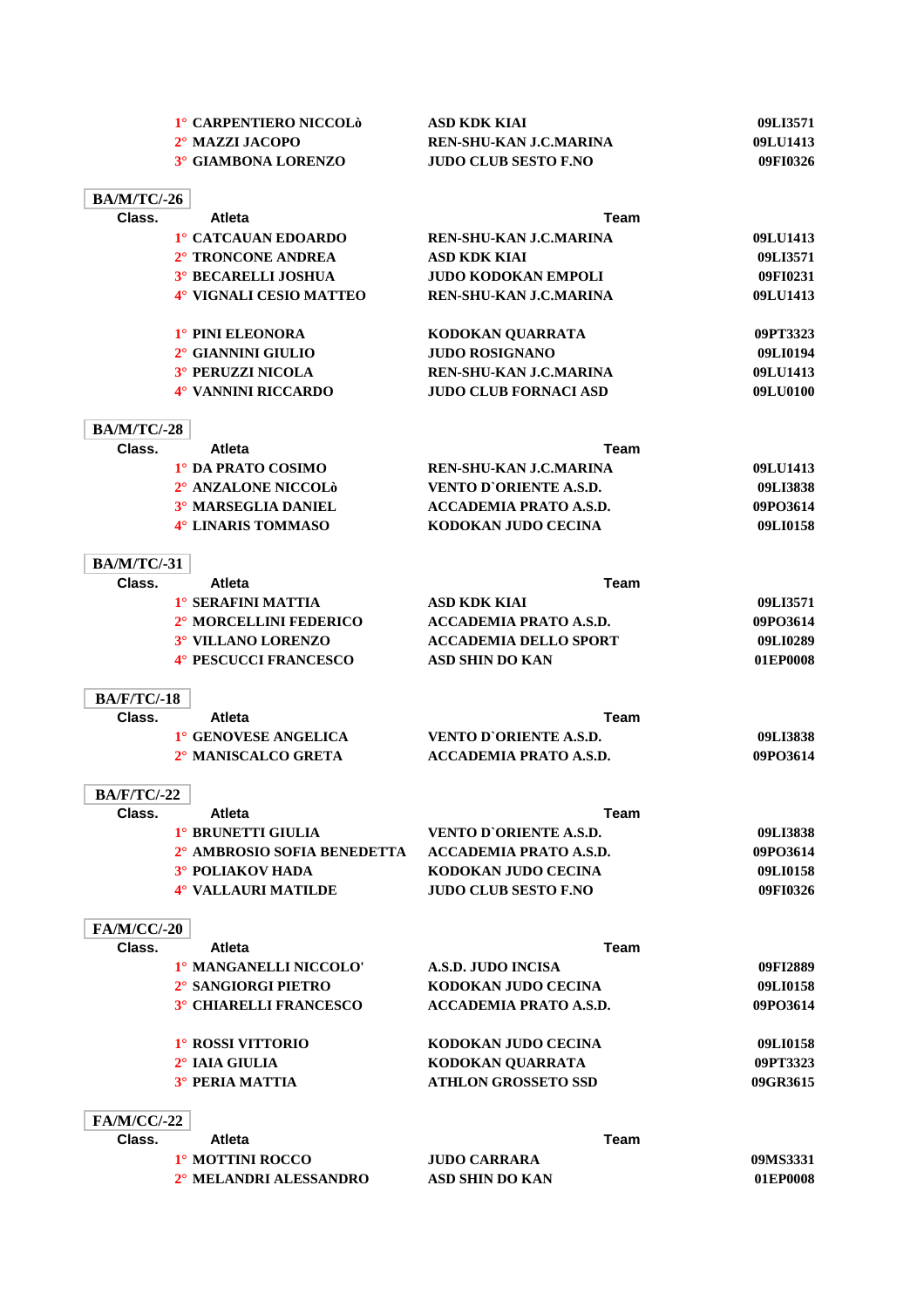| Class. | Atleta | Team | |
|---|---|---|---|
| 1° | CARPENTIERO NICCOLò | ASD KDK KIAI | 09LI3571 |
| 2° | MAZZI JACOPO | REN-SHU-KAN J.C.MARINA | 09LU1413 |
| 3° | GIAMBONA LORENZO | JUDO CLUB SESTO F.NO | 09FI0326 |

**BA/M/TC/-26**

| Class. | Atleta | Team | |
|---|---|---|---|
| 1° | CATCAUAN EDOARDO | REN-SHU-KAN J.C.MARINA | 09LU1413 |
| 2° | TRONCONE ANDREA | ASD KDK KIAI | 09LI3571 |
| 3° | BECARELLI JOSHUA | JUDO KODOKAN EMPOLI | 09FI0231 |
| 4° | VIGNALI CESIO MATTEO | REN-SHU-KAN J.C.MARINA | 09LU1413 |
| | | | |
| 1° | PINI ELEONORA | KODOKAN QUARRATA | 09PT3323 |
| 2° | GIANNINI GIULIO | JUDO ROSIGNANO | 09LI0194 |
| 3° | PERUZZI NICOLA | REN-SHU-KAN J.C.MARINA | 09LU1413 |
| 4° | VANNINI RICCARDO | JUDO CLUB FORNACI ASD | 09LU0100 |

**BA/M/TC/-28**

| Class. | Atleta | Team | |
|---|---|---|---|
| 1° | DA PRATO COSIMO | REN-SHU-KAN J.C.MARINA | 09LU1413 |
| 2° | ANZALONE NICCOLò | VENTO D`ORIENTE A.S.D. | 09LI3838 |
| 3° | MARSEGLIA DANIEL | ACCADEMIA PRATO A.S.D. | 09PO3614 |
| 4° | LINARIS TOMMASO | KODOKAN JUDO CECINA | 09LI0158 |

**BA/M/TC/-31**

| Class. | Atleta | Team | |
|---|---|---|---|
| 1° | SERAFINI MATTIA | ASD KDK KIAI | 09LI3571 |
| 2° | MORCELLINI FEDERICO | ACCADEMIA PRATO A.S.D. | 09PO3614 |
| 3° | VILLANO LORENZO | ACCADEMIA DELLO SPORT | 09LI0289 |
| 4° | PESCUCCI FRANCESCO | ASD SHIN DO KAN | 01EP0008 |

**BA/F/TC/-18**

| Class. | Atleta | Team | |
|---|---|---|---|
| 1° | GENOVESE ANGELICA | VENTO D`ORIENTE A.S.D. | 09LI3838 |
| 2° | MANISCALCO GRETA | ACCADEMIA PRATO A.S.D. | 09PO3614 |

**BA/F/TC/-22**

| Class. | Atleta | Team | |
|---|---|---|---|
| 1° | BRUNETTI GIULIA | VENTO D`ORIENTE A.S.D. | 09LI3838 |
| 2° | AMBROSIO SOFIA BENEDETTA | ACCADEMIA PRATO A.S.D. | 09PO3614 |
| 3° | POLIAKOV HADA | KODOKAN JUDO CECINA | 09LI0158 |
| 4° | VALLAURI MATILDE | JUDO CLUB SESTO F.NO | 09FI0326 |

**FA/M/CC/-20**

| Class. | Atleta | Team | |
|---|---|---|---|
| 1° | MANGANELLI NICCOLO' | A.S.D. JUDO INCISA | 09FI2889 |
| 2° | SANGIORGI PIETRO | KODOKAN JUDO CECINA | 09LI0158 |
| 3° | CHIARELLI FRANCESCO | ACCADEMIA PRATO A.S.D. | 09PO3614 |
| | | | |
| 1° | ROSSI VITTORIO | KODOKAN JUDO CECINA | 09LI0158 |
| 2° | IAIA GIULIA | KODOKAN QUARRATA | 09PT3323 |
| 3° | PERIA MATTIA | ATHLON GROSSETO SSD | 09GR3615 |

**FA/M/CC/-22**

| Class. | Atleta | Team | |
|---|---|---|---|
| 1° | MOTTINI ROCCO | JUDO CARRARA | 09MS3331 |
| 2° | MELANDRI ALESSANDRO | ASD SHIN DO KAN | 01EP0008 |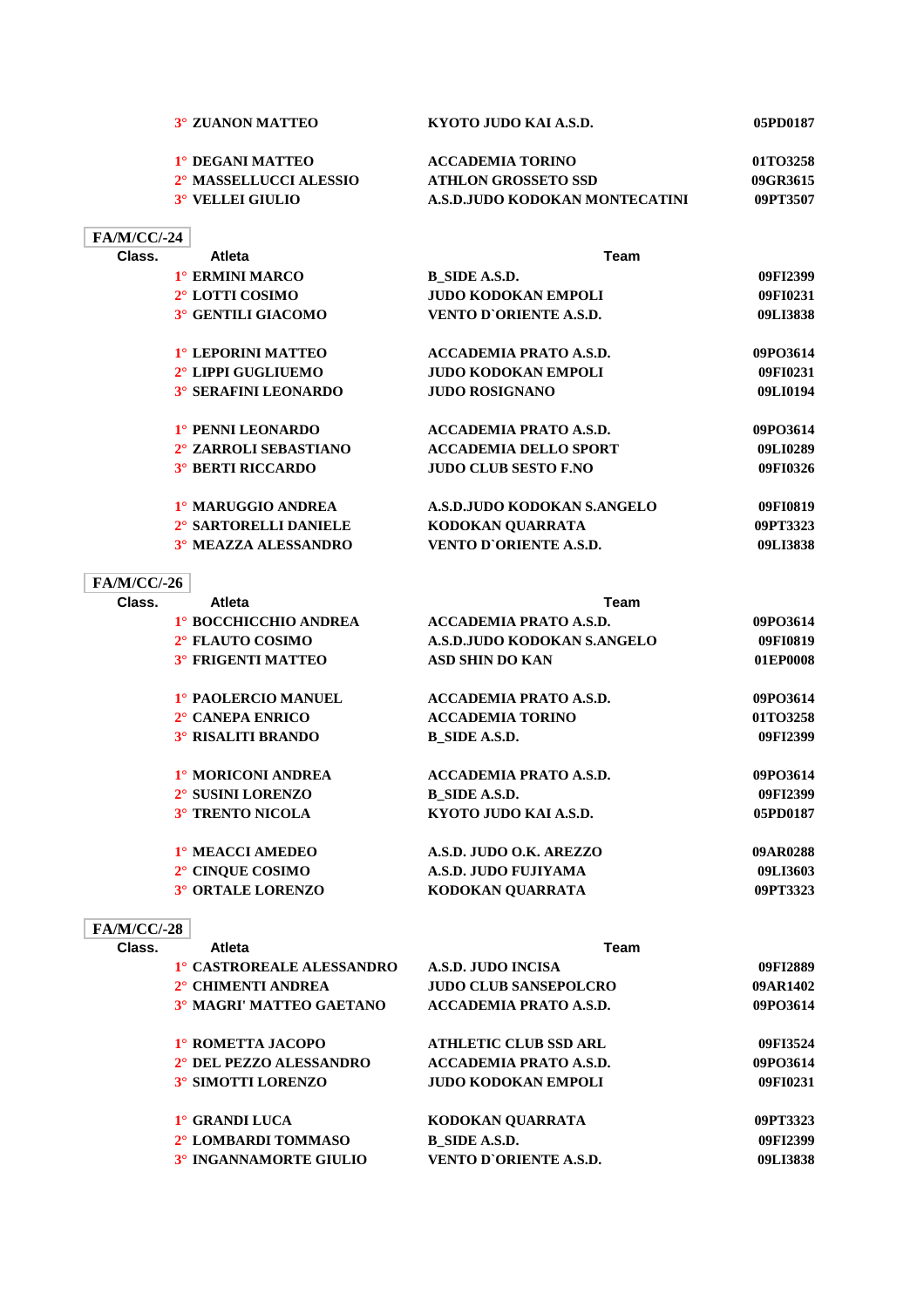| Class. | Atleta | Team | |
|---|---|---|---|
| 3° | ZUANON MATTEO | KYOTO JUDO KAI A.S.D. | 05PD0187 |
| | | | |
| 1° | DEGANI MATTEO | ACCADEMIA TORINO | 01TO3258 |
| 2° | MASSELLUCCI ALESSIO | ATHLON GROSSETO SSD | 09GR3615 |
| 3° | VELLEI GIULIO | A.S.D.JUDO KODOKAN MONTECATINI | 09PT3507 |

## FA/M/CC/-24

| Class. | Atleta | Team | |
|---|---|---|---|
| 1° | ERMINI MARCO | B_SIDE A.S.D. | 09FI2399 |
| 2° | LOTTI COSIMO | JUDO KODOKAN EMPOLI | 09FI0231 |
| 3° | GENTILI GIACOMO | VENTO D`ORIENTE A.S.D. | 09LI3838 |
| | | | |
| 1° | LEPORINI MATTEO | ACCADEMIA PRATO A.S.D. | 09PO3614 |
| 2° | LIPPI GUGLIUEMO | JUDO KODOKAN EMPOLI | 09FI0231 |
| 3° | SERAFINI LEONARDO | JUDO ROSIGNANO | 09LI0194 |
| | | | |
| 1° | PENNI LEONARDO | ACCADEMIA PRATO A.S.D. | 09PO3614 |
| 2° | ZARROLI SEBASTIANO | ACCADEMIA DELLO SPORT | 09LI0289 |
| 3° | BERTI RICCARDO | JUDO CLUB SESTO F.NO | 09FI0326 |
| | | | |
| 1° | MARUGGIO ANDREA | A.S.D.JUDO KODOKAN S.ANGELO | 09FI0819 |
| 2° | SARTORELLI DANIELE | KODOKAN QUARRATA | 09PT3323 |
| 3° | MEAZZA ALESSANDRO | VENTO D`ORIENTE A.S.D. | 09LI3838 |

## FA/M/CC/-26

| Class. | Atleta | Team | |
|---|---|---|---|
| 1° | BOCCHICCHIO ANDREA | ACCADEMIA PRATO A.S.D. | 09PO3614 |
| 2° | FLAUTO COSIMO | A.S.D.JUDO KODOKAN S.ANGELO | 09FI0819 |
| 3° | FRIGENTI MATTEO | ASD SHIN DO KAN | 01EP0008 |
| | | | |
| 1° | PAOLERCIO MANUEL | ACCADEMIA PRATO A.S.D. | 09PO3614 |
| 2° | CANEPA ENRICO | ACCADEMIA TORINO | 01TO3258 |
| 3° | RISALITI BRANDO | B_SIDE A.S.D. | 09FI2399 |
| | | | |
| 1° | MORICONI ANDREA | ACCADEMIA PRATO A.S.D. | 09PO3614 |
| 2° | SUSINI LORENZO | B_SIDE A.S.D. | 09FI2399 |
| 3° | TRENTO NICOLA | KYOTO JUDO KAI A.S.D. | 05PD0187 |
| | | | |
| 1° | MEACCI AMEDEO | A.S.D. JUDO O.K. AREZZO | 09AR0288 |
| 2° | CINQUE COSIMO | A.S.D. JUDO FUJIYAMA | 09LI3603 |
| 3° | ORTALE LORENZO | KODOKAN QUARRATA | 09PT3323 |

## FA/M/CC/-28

| Class. | Atleta | Team | |
|---|---|---|---|
| 1° | CASTROREALE ALESSANDRO | A.S.D. JUDO INCISA | 09FI2889 |
| 2° | CHIMENTI ANDREA | JUDO CLUB SANSEPOLCRO | 09AR1402 |
| 3° | MAGRI' MATTEO GAETANO | ACCADEMIA PRATO A.S.D. | 09PO3614 |
| | | | |
| 1° | ROMETTA JACOPO | ATHLETIC CLUB SSD ARL | 09FI3524 |
| 2° | DEL PEZZO ALESSANDRO | ACCADEMIA PRATO A.S.D. | 09PO3614 |
| 3° | SIMOTTI LORENZO | JUDO KODOKAN EMPOLI | 09FI0231 |
| | | | |
| 1° | GRANDI LUCA | KODOKAN QUARRATA | 09PT3323 |
| 2° | LOMBARDI TOMMASO | B_SIDE A.S.D. | 09FI2399 |
| 3° | INGANNAMORTE GIULIO | VENTO D`ORIENTE A.S.D. | 09LI3838 |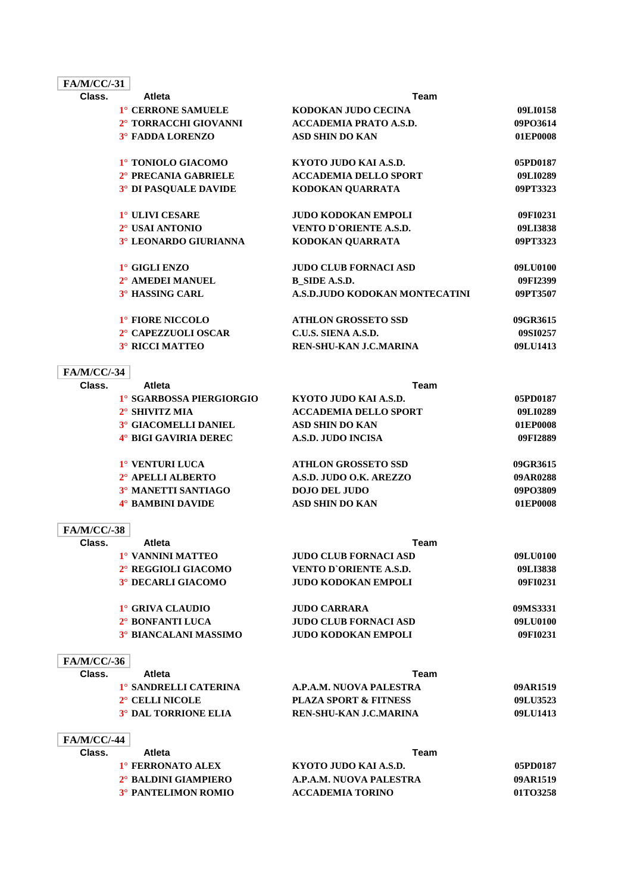**FA/M/CC/-31**

| Class. | Atleta | Team | |
|---|---|---|---|
| 1° | CERRONE SAMUELE | KODOKAN JUDO CECINA | 09LI0158 |
| 2° | TORRACCHI GIOVANNI | ACCADEMIA PRATO A.S.D. | 09PO3614 |
| 3° | FADDA LORENZO | ASD SHIN DO KAN | 01EP0008 |
| | | | |
| 1° | TONIOLO GIACOMO | KYOTO JUDO KAI A.S.D. | 05PD0187 |
| 2° | PRECANIA GABRIELE | ACCADEMIA DELLO SPORT | 09LI0289 |
| 3° | DI PASQUALE DAVIDE | KODOKAN QUARRATA | 09PT3323 |
| | | | |
| 1° | ULIVI CESARE | JUDO KODOKAN EMPOLI | 09FI0231 |
| 2° | USAI ANTONIO | VENTO D`ORIENTE A.S.D. | 09LI3838 |
| 3° | LEONARDO GIURIANNA | KODOKAN QUARRATA | 09PT3323 |
| | | | |
| 1° | GIGLI ENZO | JUDO CLUB FORNACI ASD | 09LU0100 |
| 2° | AMEDEI MANUEL | B_SIDE A.S.D. | 09FI2399 |
| 3° | HASSING CARL | A.S.D.JUDO KODOKAN MONTECATINI | 09PT3507 |
| | | | |
| 1° | FIORE NICCOLO | ATHLON GROSSETO SSD | 09GR3615 |
| 2° | CAPEZZUOLI OSCAR | C.U.S. SIENA A.S.D. | 09SI0257 |
| 3° | RICCI MATTEO | REN-SHU-KAN J.C.MARINA | 09LU1413 |

**FA/M/CC/-34**

| Class. | Atleta | Team | |
|---|---|---|---|
| 1° | SGARBOSSA PIERGIORGIO | KYOTO JUDO KAI A.S.D. | 05PD0187 |
| 2° | SHIVITZ MIA | ACCADEMIA DELLO SPORT | 09LI0289 |
| 3° | GIACOMELLI DANIEL | ASD SHIN DO KAN | 01EP0008 |
| 4° | BIGI GAVIRIA DEREC | A.S.D. JUDO INCISA | 09FI2889 |
| | | | |
| 1° | VENTURI LUCA | ATHLON GROSSETO SSD | 09GR3615 |
| 2° | APELLI ALBERTO | A.S.D. JUDO O.K. AREZZO | 09AR0288 |
| 3° | MANETTI SANTIAGO | DOJO DEL JUDO | 09PO3809 |
| 4° | BAMBINI DAVIDE | ASD SHIN DO KAN | 01EP0008 |

**FA/M/CC/-38**

| Class. | Atleta | Team | |
|---|---|---|---|
| 1° | VANNINI MATTEO | JUDO CLUB FORNACI ASD | 09LU0100 |
| 2° | REGGIOLI GIACOMO | VENTO D`ORIENTE A.S.D. | 09LI3838 |
| 3° | DECARLI GIACOMO | JUDO KODOKAN EMPOLI | 09FI0231 |
| | | | |
| 1° | GRIVA CLAUDIO | JUDO CARRARA | 09MS3331 |
| 2° | BONFANTI LUCA | JUDO CLUB FORNACI ASD | 09LU0100 |
| 3° | BIANCALANI MASSIMO | JUDO KODOKAN EMPOLI | 09FI0231 |

**FA/M/CC/-36**

| Class. | Atleta | Team | |
|---|---|---|---|
| 1° | SANDRELLI CATERINA | A.P.A.M. NUOVA PALESTRA | 09AR1519 |
| 2° | CELLI NICOLE | PLAZA SPORT & FITNESS | 09LU3523 |
| 3° | DAL TORRIONE ELIA | REN-SHU-KAN J.C.MARINA | 09LU1413 |

**FA/M/CC/-44**

| Class. | Atleta | Team | |
|---|---|---|---|
| 1° | FERRONATO ALEX | KYOTO JUDO KAI A.S.D. | 05PD0187 |
| 2° | BALDINI GIAMPIERO | A.P.A.M. NUOVA PALESTRA | 09AR1519 |
| 3° | PANTELIMON ROMIO | ACCADEMIA TORINO | 01TO3258 |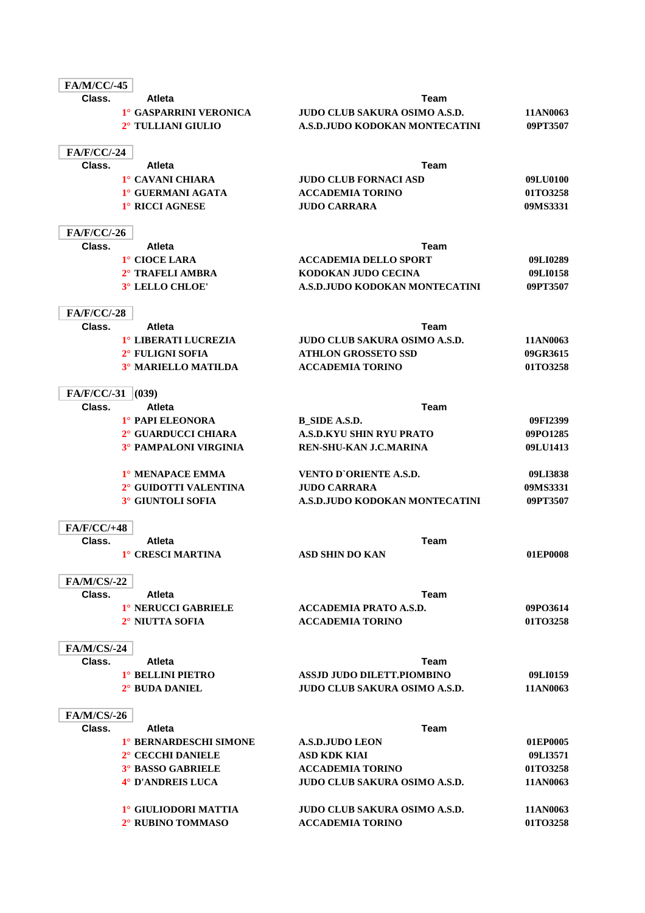**FA/M/CC/-45**

| Class. | Atleta | Team | |
|---|---|---|---|
| 1° | GASPARRINI VERONICA | JUDO CLUB SAKURA OSIMO A.S.D. | 11AN0063 |
| 2° | TULLIANI GIULIO | A.S.D.JUDO KODOKAN MONTECATINI | 09PT3507 |

**FA/F/CC/-24**

| Class. | Atleta | Team | |
|---|---|---|---|
| 1° | CAVANI CHIARA | JUDO CLUB FORNACI ASD | 09LU0100 |
| 1° | GUERMANI AGATA | ACCADEMIA TORINO | 01TO3258 |
| 1° | RICCI AGNESE | JUDO CARRARA | 09MS3331 |

**FA/F/CC/-26**

| Class. | Atleta | Team | |
|---|---|---|---|
| 1° | CIOCE LARA | ACCADEMIA DELLO SPORT | 09LI0289 |
| 2° | TRAFELI AMBRA | KODOKAN JUDO CECINA | 09LI0158 |
| 3° | LELLO CHLOE' | A.S.D.JUDO KODOKAN MONTECATINI | 09PT3507 |

**FA/F/CC/-28**

| Class. | Atleta | Team | |
|---|---|---|---|
| 1° | LIBERATI LUCREZIA | JUDO CLUB SAKURA OSIMO A.S.D. | 11AN0063 |
| 2° | FULIGNI SOFIA | ATHLON GROSSETO SSD | 09GR3615 |
| 3° | MARIELLO MATILDA | ACCADEMIA TORINO | 01TO3258 |

**FA/F/CC/-31** (039)

| Class. | Atleta | Team | |
|---|---|---|---|
| 1° | PAPI ELEONORA | B_SIDE A.S.D. | 09FI2399 |
| 2° | GUARDUCCI CHIARA | A.S.D.KYU SHIN RYU PRATO | 09PO1285 |
| 3° | PAMPALONI VIRGINIA | REN-SHU-KAN J.C.MARINA | 09LU1413 |
| | | | |
| 1° | MENAPACE EMMA | VENTO D`ORIENTE A.S.D. | 09LI3838 |
| 2° | GUIDOTTI VALENTINA | JUDO CARRARA | 09MS3331 |
| 3° | GIUNTOLI SOFIA | A.S.D.JUDO KODOKAN MONTECATINI | 09PT3507 |

**FA/F/CC/+48**

| Class. | Atleta | Team | |
|---|---|---|---|
| 1° | CRESCI MARTINA | ASD SHIN DO KAN | 01EP0008 |

**FA/M/CS/-22**

| Class. | Atleta | Team | |
|---|---|---|---|
| 1° | NERUCCI GABRIELE | ACCADEMIA PRATO A.S.D. | 09PO3614 |
| 2° | NIUTTA SOFIA | ACCADEMIA TORINO | 01TO3258 |

**FA/M/CS/-24**

| Class. | Atleta | Team | |
|---|---|---|---|
| 1° | BELLINI PIETRO | ASSJD JUDO DILETT.PIOMBINO | 09LI0159 |
| 2° | BUDA DANIEL | JUDO CLUB SAKURA OSIMO A.S.D. | 11AN0063 |

**FA/M/CS/-26**

| Class. | Atleta | Team | |
|---|---|---|---|
| 1° | BERNARDESCHI SIMONE | A.S.D.JUDO LEON | 01EP0005 |
| 2° | CECCHI DANIELE | ASD KDK KIAI | 09LI3571 |
| 3° | BASSO GABRIELE | ACCADEMIA TORINO | 01TO3258 |
| 4° | D'ANDREIS LUCA | JUDO CLUB SAKURA OSIMO A.S.D. | 11AN0063 |
| | | | |
| 1° | GIULIODORI MATTIA | JUDO CLUB SAKURA OSIMO A.S.D. | 11AN0063 |
| 2° | RUBINO TOMMASO | ACCADEMIA TORINO | 01TO3258 |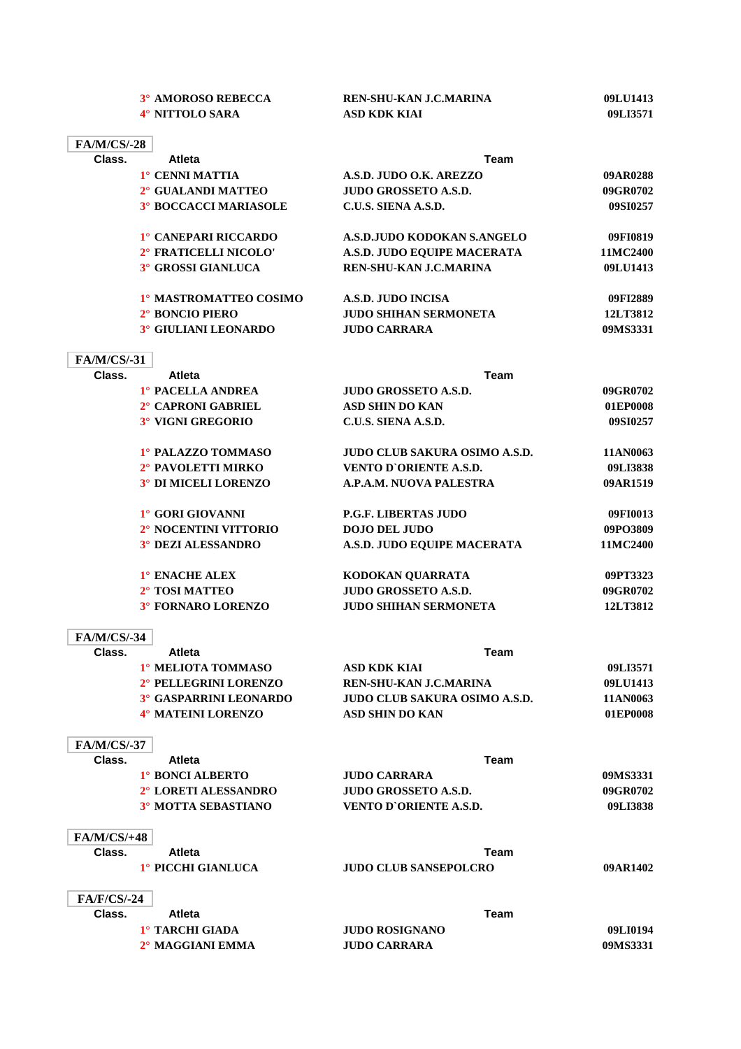| Class. | Atleta | Team | |
|---|---|---|---|
| 3° | AMOROSO REBECCA | REN-SHU-KAN J.C.MARINA | 09LU1413 |
| 4° | NITTOLO SARA | ASD KDK KIAI | 09LI3571 |

**FA/M/CS/-28**

| Class. | Atleta | Team | |
|---|---|---|---|
| 1° | CENNI MATTIA | A.S.D. JUDO O.K. AREZZO | 09AR0288 |
| 2° | GUALANDI MATTEO | JUDO GROSSETO A.S.D. | 09GR0702 |
| 3° | BOCCACCI MARIASOLE | C.U.S. SIENA A.S.D. | 09SI0257 |
| | | | |
| 1° | CANEPARI RICCARDO | A.S.D.JUDO KODOKAN S.ANGELO | 09FI0819 |
| 2° | FRATICELLI NICOLO' | A.S.D. JUDO EQUIPE MACERATA | 11MC2400 |
| 3° | GROSSI GIANLUCA | REN-SHU-KAN J.C.MARINA | 09LU1413 |
| | | | |
| 1° | MASTROMATTEO COSIMO | A.S.D. JUDO INCISA | 09FI2889 |
| 2° | BONCIO PIERO | JUDO SHIHAN SERMONETA | 12LT3812 |
| 3° | GIULIANI LEONARDO | JUDO CARRARA | 09MS3331 |

**FA/M/CS/-31**

| Class. | Atleta | Team | |
|---|---|---|---|
| 1° | PACELLA ANDREA | JUDO GROSSETO A.S.D. | 09GR0702 |
| 2° | CAPRONI GABRIEL | ASD SHIN DO KAN | 01EP0008 |
| 3° | VIGNI GREGORIO | C.U.S. SIENA A.S.D. | 09SI0257 |
| | | | |
| 1° | PALAZZO TOMMASO | JUDO CLUB SAKURA OSIMO A.S.D. | 11AN0063 |
| 2° | PAVOLETTI MIRKO | VENTO D`ORIENTE A.S.D. | 09LI3838 |
| 3° | DI MICELI LORENZO | A.P.A.M. NUOVA PALESTRA | 09AR1519 |
| | | | |
| 1° | GORI GIOVANNI | P.G.F. LIBERTAS JUDO | 09FI0013 |
| 2° | NOCENTINI VITTORIO | DOJO DEL JUDO | 09PO3809 |
| 3° | DEZI ALESSANDRO | A.S.D. JUDO EQUIPE MACERATA | 11MC2400 |
| | | | |
| 1° | ENACHE ALEX | KODOKAN QUARRATA | 09PT3323 |
| 2° | TOSI MATTEO | JUDO GROSSETO A.S.D. | 09GR0702 |
| 3° | FORNARO LORENZO | JUDO SHIHAN SERMONETA | 12LT3812 |

**FA/M/CS/-34**

| Class. | Atleta | Team | |
|---|---|---|---|
| 1° | MELIOTA TOMMASO | ASD KDK KIAI | 09LI3571 |
| 2° | PELLEGRINI LORENZO | REN-SHU-KAN J.C.MARINA | 09LU1413 |
| 3° | GASPARRINI LEONARDO | JUDO CLUB SAKURA OSIMO A.S.D. | 11AN0063 |
| 4° | MATEINI LORENZO | ASD SHIN DO KAN | 01EP0008 |

**FA/M/CS/-37**

| Class. | Atleta | Team | |
|---|---|---|---|
| 1° | BONCI ALBERTO | JUDO CARRARA | 09MS3331 |
| 2° | LORETI ALESSANDRO | JUDO GROSSETO A.S.D. | 09GR0702 |
| 3° | MOTTA SEBASTIANO | VENTO D`ORIENTE A.S.D. | 09LI3838 |

**FA/M/CS/+48**

| Class. | Atleta | Team | |
|---|---|---|---|
| 1° | PICCHI GIANLUCA | JUDO CLUB SANSEPOLCRO | 09AR1402 |

**FA/F/CS/-24**

| Class. | Atleta | Team | |
|---|---|---|---|
| 1° | TARCHI GIADA | JUDO ROSIGNANO | 09LI0194 |
| 2° | MAGGIANI EMMA | JUDO CARRARA | 09MS3331 |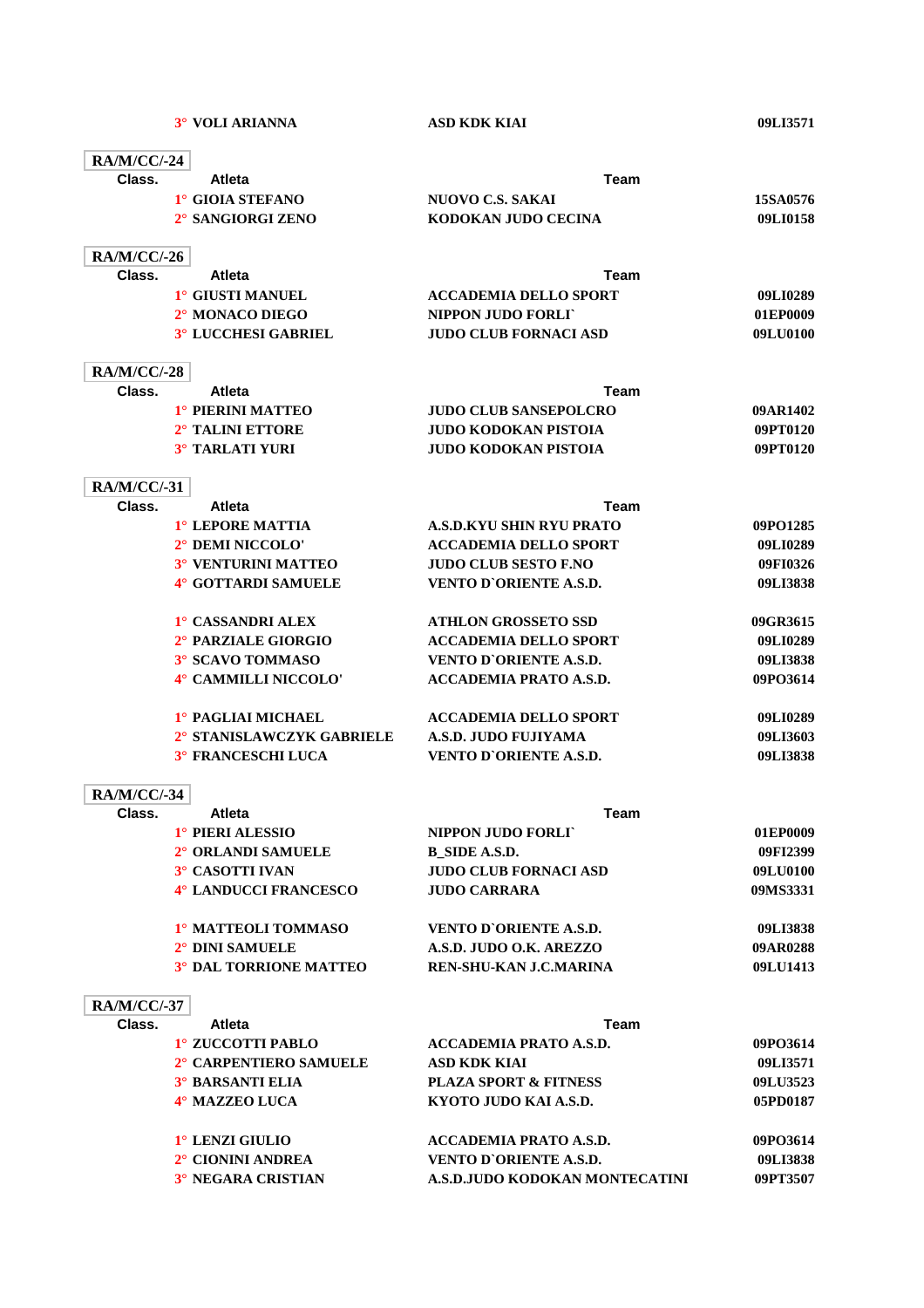| | Atleta | Team | |
|---|---|---|---|
| 3° | VOLI ARIANNA | ASD KDK KIAI | 09LI3571 |

**RA/M/CC/-24**

| Class. | Atleta | Team | |
|---|---|---|---|
| 1° | GIOIA STEFANO | NUOVO C.S. SAKAI | 15SA0576 |
| 2° | SANGIORGI ZENO | KODOKAN JUDO CECINA | 09LI0158 |

**RA/M/CC/-26**

| Class. | Atleta | Team | |
|---|---|---|---|
| 1° | GIUSTI MANUEL | ACCADEMIA DELLO SPORT | 09LI0289 |
| 2° | MONACO DIEGO | NIPPON JUDO FORLI` | 01EP0009 |
| 3° | LUCCHESI GABRIEL | JUDO CLUB FORNACI ASD | 09LU0100 |

**RA/M/CC/-28**

| Class. | Atleta | Team | |
|---|---|---|---|
| 1° | PIERINI MATTEO | JUDO CLUB SANSEPOLCRO | 09AR1402 |
| 2° | TALINI ETTORE | JUDO KODOKAN PISTOIA | 09PT0120 |
| 3° | TARLATI YURI | JUDO KODOKAN PISTOIA | 09PT0120 |

**RA/M/CC/-31**

| Class. | Atleta | Team | |
|---|---|---|---|
| 1° | LEPORE MATTIA | A.S.D.KYU SHIN RYU PRATO | 09PO1285 |
| 2° | DEMI NICCOLO' | ACCADEMIA DELLO SPORT | 09LI0289 |
| 3° | VENTURINI MATTEO | JUDO CLUB SESTO F.NO | 09FI0326 |
| 4° | GOTTARDI SAMUELE | VENTO D`ORIENTE A.S.D. | 09LI3838 |
| | | | |
| 1° | CASSANDRI ALEX | ATHLON GROSSETO SSD | 09GR3615 |
| 2° | PARZIALE GIORGIO | ACCADEMIA DELLO SPORT | 09LI0289 |
| 3° | SCAVO TOMMASO | VENTO D`ORIENTE A.S.D. | 09LI3838 |
| 4° | CAMMILLI NICCOLO' | ACCADEMIA PRATO A.S.D. | 09PO3614 |
| | | | |
| 1° | PAGLIAI MICHAEL | ACCADEMIA DELLO SPORT | 09LI0289 |
| 2° | STANISLAWCZYK GABRIELE | A.S.D. JUDO FUJIYAMA | 09LI3603 |
| 3° | FRANCESCHI LUCA | VENTO D`ORIENTE A.S.D. | 09LI3838 |

**RA/M/CC/-34**

| Class. | Atleta | Team | |
|---|---|---|---|
| 1° | PIERI ALESSIO | NIPPON JUDO FORLI` | 01EP0009 |
| 2° | ORLANDI SAMUELE | B_SIDE A.S.D. | 09FI2399 |
| 3° | CASOTTI IVAN | JUDO CLUB FORNACI ASD | 09LU0100 |
| 4° | LANDUCCI FRANCESCO | JUDO CARRARA | 09MS3331 |
| | | | |
| 1° | MATTEOLI TOMMASO | VENTO D`ORIENTE A.S.D. | 09LI3838 |
| 2° | DINI SAMUELE | A.S.D. JUDO O.K. AREZZO | 09AR0288 |
| 3° | DAL TORRIONE MATTEO | REN-SHU-KAN J.C.MARINA | 09LU1413 |

**RA/M/CC/-37**

| Class. | Atleta | Team | |
|---|---|---|---|
| 1° | ZUCCOTTI PABLO | ACCADEMIA PRATO A.S.D. | 09PO3614 |
| 2° | CARPENTIERO SAMUELE | ASD KDK KIAI | 09LI3571 |
| 3° | BARSANTI ELIA | PLAZA SPORT & FITNESS | 09LU3523 |
| 4° | MAZZEO LUCA | KYOTO JUDO KAI A.S.D. | 05PD0187 |
| | | | |
| 1° | LENZI GIULIO | ACCADEMIA PRATO A.S.D. | 09PO3614 |
| 2° | CIONINI ANDREA | VENTO D`ORIENTE A.S.D. | 09LI3838 |
| 3° | NEGARA CRISTIAN | A.S.D.JUDO KODOKAN MONTECATINI | 09PT3507 |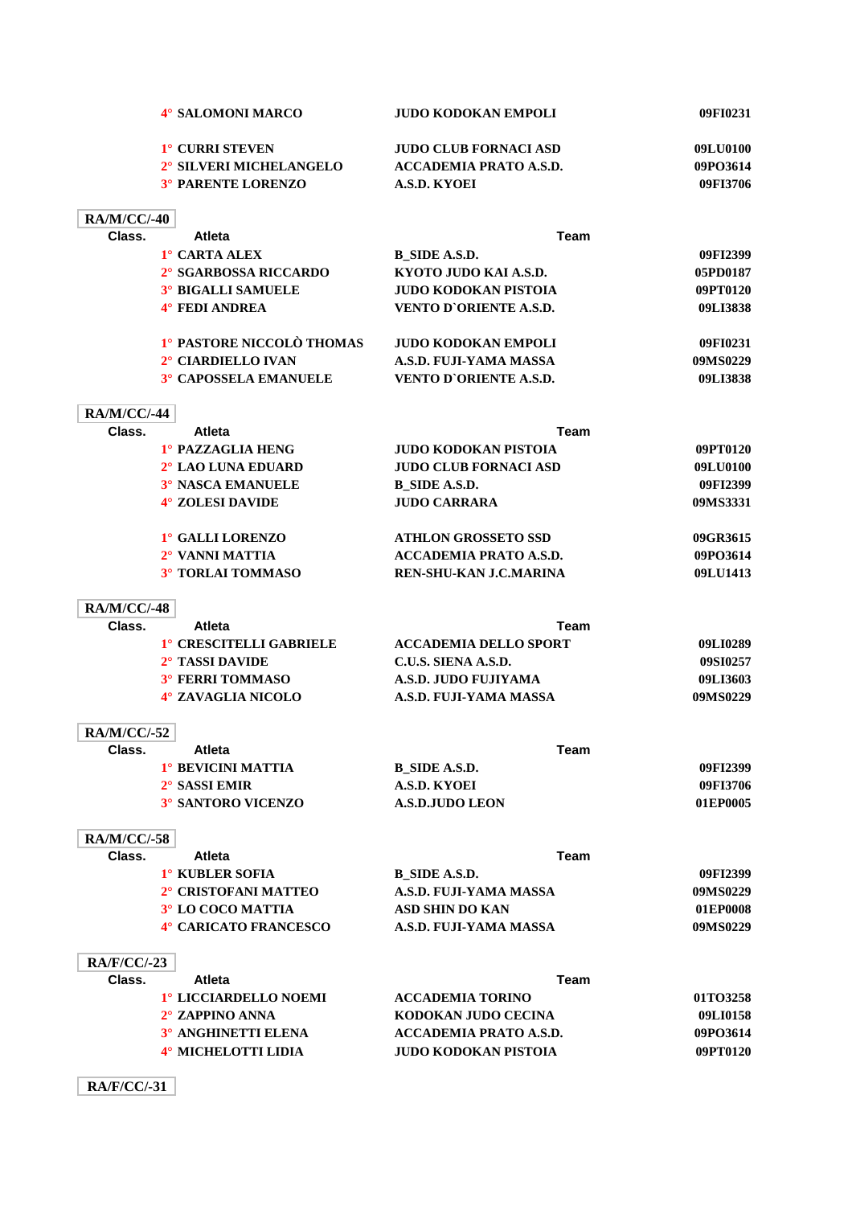| Class. | Atleta | Team | |
|---|---|---|---|
| 4° | SALOMONI MARCO | JUDO KODOKAN EMPOLI | 09FI0231 |
| | | | |
| 1° | CURRI STEVEN | JUDO CLUB FORNACI ASD | 09LU0100 |
| 2° | SILVERI MICHELANGELO | ACCADEMIA PRATO A.S.D. | 09PO3614 |
| 3° | PARENTE LORENZO | A.S.D. KYOEI | 09FI3706 |

**RA/M/CC/-40**

| Class. | Atleta | Team | |
|---|---|---|---|
| 1° | CARTA ALEX | B_SIDE A.S.D. | 09FI2399 |
| 2° | SGARBOSSA RICCARDO | KYOTO JUDO KAI A.S.D. | 05PD0187 |
| 3° | BIGALLI SAMUELE | JUDO KODOKAN PISTOIA | 09PT0120 |
| 4° | FEDI ANDREA | VENTO D`ORIENTE A.S.D. | 09LI3838 |
| | | | |
| 1° | PASTORE NICCOLÒ THOMAS | JUDO KODOKAN EMPOLI | 09FI0231 |
| 2° | CIARDIELLO IVAN | A.S.D. FUJI-YAMA MASSA | 09MS0229 |
| 3° | CAPOSSELA EMANUELE | VENTO D`ORIENTE A.S.D. | 09LI3838 |

**RA/M/CC/-44**

| Class. | Atleta | Team | |
|---|---|---|---|
| 1° | PAZZAGLIA HENG | JUDO KODOKAN PISTOIA | 09PT0120 |
| 2° | LAO LUNA EDUARD | JUDO CLUB FORNACI ASD | 09LU0100 |
| 3° | NASCA EMANUELE | B_SIDE A.S.D. | 09FI2399 |
| 4° | ZOLESI DAVIDE | JUDO CARRARA | 09MS3331 |
| | | | |
| 1° | GALLI LORENZO | ATHLON GROSSETO SSD | 09GR3615 |
| 2° | VANNI MATTIA | ACCADEMIA PRATO A.S.D. | 09PO3614 |
| 3° | TORLAI TOMMASO | REN-SHU-KAN J.C.MARINA | 09LU1413 |

**RA/M/CC/-48**

| Class. | Atleta | Team | |
|---|---|---|---|
| 1° | CRESCITELLI GABRIELE | ACCADEMIA DELLO SPORT | 09LI0289 |
| 2° | TASSI DAVIDE | C.U.S. SIENA A.S.D. | 09SI0257 |
| 3° | FERRI TOMMASO | A.S.D. JUDO FUJIYAMA | 09LI3603 |
| 4° | ZAVAGLIA NICOLO | A.S.D. FUJI-YAMA MASSA | 09MS0229 |

**RA/M/CC/-52**

| Class. | Atleta | Team | |
|---|---|---|---|
| 1° | BEVICINI MATTIA | B_SIDE A.S.D. | 09FI2399 |
| 2° | SASSI EMIR | A.S.D. KYOEI | 09FI3706 |
| 3° | SANTORO VICENZO | A.S.D.JUDO LEON | 01EP0005 |

**RA/M/CC/-58**

| Class. | Atleta | Team | |
|---|---|---|---|
| 1° | KUBLER SOFIA | B_SIDE A.S.D. | 09FI2399 |
| 2° | CRISTOFANI MATTEO | A.S.D. FUJI-YAMA MASSA | 09MS0229 |
| 3° | LO COCO MATTIA | ASD SHIN DO KAN | 01EP0008 |
| 4° | CARICATO FRANCESCO | A.S.D. FUJI-YAMA MASSA | 09MS0229 |

**RA/F/CC/-23**

| Class. | Atleta | Team | |
|---|---|---|---|
| 1° | LICCIARDELLO NOEMI | ACCADEMIA TORINO | 01TO3258 |
| 2° | ZAPPINO ANNA | KODOKAN JUDO CECINA | 09LI0158 |
| 3° | ANGHINETTI ELENA | ACCADEMIA PRATO A.S.D. | 09PO3614 |
| 4° | MICHELOTTI LIDIA | JUDO KODOKAN PISTOIA | 09PT0120 |

**RA/F/CC/-31**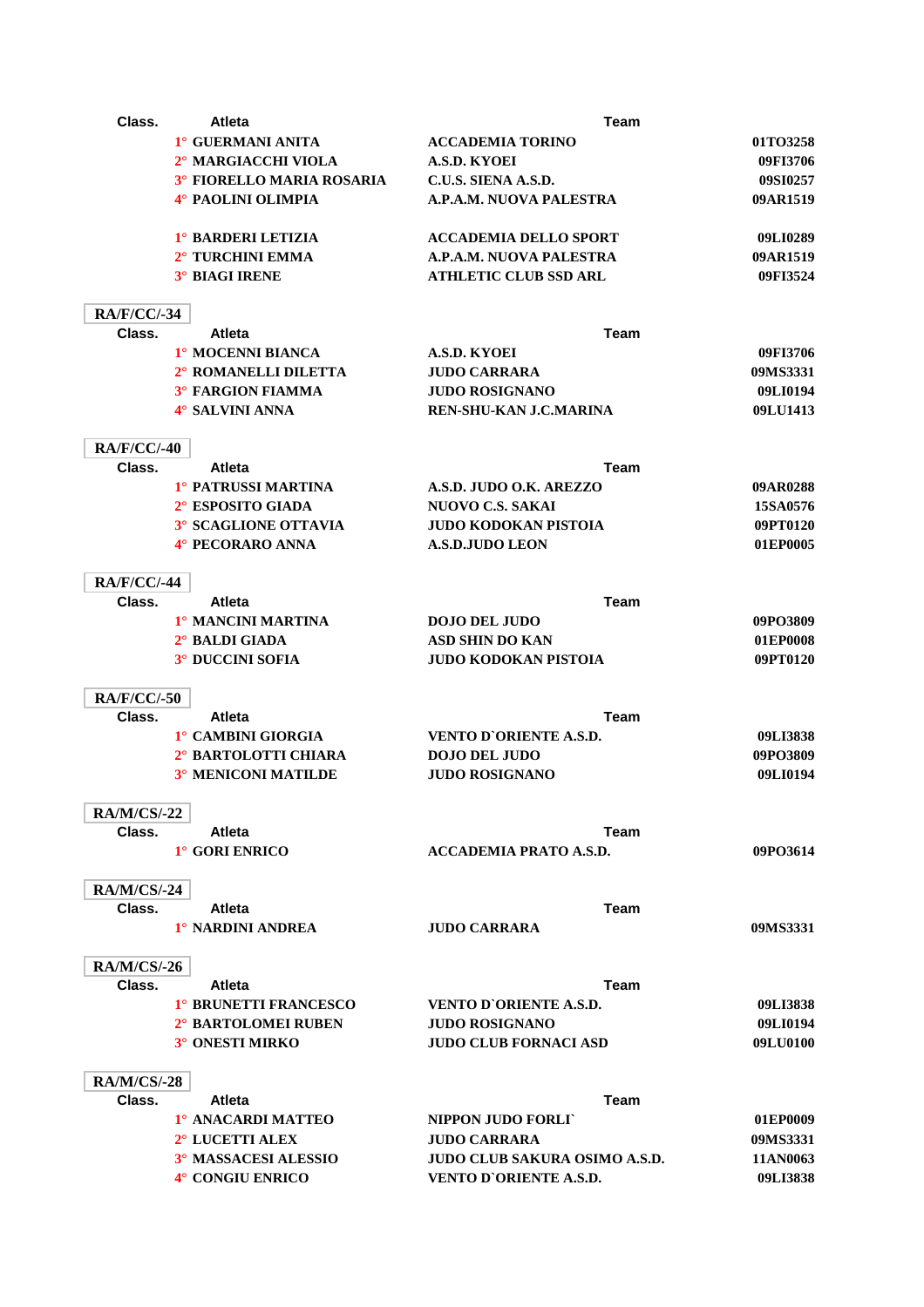| Class. | Atleta | Team | |
|---|---|---|---|
| 1° | GUERMANI ANITA | ACCADEMIA TORINO | 01TO3258 |
| 2° | MARGIACCHI VIOLA | A.S.D. KYOEI | 09FI3706 |
| 3° | FIORELLO MARIA ROSARIA | C.U.S. SIENA A.S.D. | 09SI0257 |
| 4° | PAOLINI OLIMPIA | A.P.A.M. NUOVA PALESTRA | 09AR1519 |
| | | | |
| 1° | BARDERI LETIZIA | ACCADEMIA DELLO SPORT | 09LI0289 |
| 2° | TURCHINI EMMA | A.P.A.M. NUOVA PALESTRA | 09AR1519 |
| 3° | BIAGI IRENE | ATHLETIC CLUB SSD ARL | 09FI3524 |

**RA/F/CC/-34**

| Class. | Atleta | Team | |
|---|---|---|---|
| 1° | MOCENNI BIANCA | A.S.D. KYOEI | 09FI3706 |
| 2° | ROMANELLI DILETTA | JUDO CARRARA | 09MS3331 |
| 3° | FARGION FIAMMA | JUDO ROSIGNANO | 09LI0194 |
| 4° | SALVINI ANNA | REN-SHU-KAN J.C.MARINA | 09LU1413 |

**RA/F/CC/-40**

| Class. | Atleta | Team | |
|---|---|---|---|
| 1° | PATRUSSI MARTINA | A.S.D. JUDO O.K. AREZZO | 09AR0288 |
| 2° | ESPOSITO GIADA | NUOVO C.S. SAKAI | 15SA0576 |
| 3° | SCAGLIONE OTTAVIA | JUDO KODOKAN PISTOIA | 09PT0120 |
| 4° | PECORARO ANNA | A.S.D.JUDO LEON | 01EP0005 |

**RA/F/CC/-44**

| Class. | Atleta | Team | |
|---|---|---|---|
| 1° | MANCINI MARTINA | DOJO DEL JUDO | 09PO3809 |
| 2° | BALDI GIADA | ASD SHIN DO KAN | 01EP0008 |
| 3° | DUCCINI SOFIA | JUDO KODOKAN PISTOIA | 09PT0120 |

**RA/F/CC/-50**

| Class. | Atleta | Team | |
|---|---|---|---|
| 1° | CAMBINI GIORGIA | VENTO D`ORIENTE A.S.D. | 09LI3838 |
| 2° | BARTOLOTTI CHIARA | DOJO DEL JUDO | 09PO3809 |
| 3° | MENICONI MATILDE | JUDO ROSIGNANO | 09LI0194 |

**RA/M/CS/-22**

| Class. | Atleta | Team | |
|---|---|---|---|
| 1° | GORI ENRICO | ACCADEMIA PRATO A.S.D. | 09PO3614 |

**RA/M/CS/-24**

| Class. | Atleta | Team | |
|---|---|---|---|
| 1° | NARDINI ANDREA | JUDO CARRARA | 09MS3331 |

**RA/M/CS/-26**

| Class. | Atleta | Team | |
|---|---|---|---|
| 1° | BRUNETTI FRANCESCO | VENTO D`ORIENTE A.S.D. | 09LI3838 |
| 2° | BARTOLOMEI RUBEN | JUDO ROSIGNANO | 09LI0194 |
| 3° | ONESTI MIRKO | JUDO CLUB FORNACI ASD | 09LU0100 |

**RA/M/CS/-28**

| Class. | Atleta | Team | |
|---|---|---|---|
| 1° | ANACARDI MATTEO | NIPPON JUDO FORLI` | 01EP0009 |
| 2° | LUCETTI ALEX | JUDO CARRARA | 09MS3331 |
| 3° | MASSACESI ALESSIO | JUDO CLUB SAKURA OSIMO A.S.D. | 11AN0063 |
| 4° | CONGIU ENRICO | VENTO D`ORIENTE A.S.D. | 09LI3838 |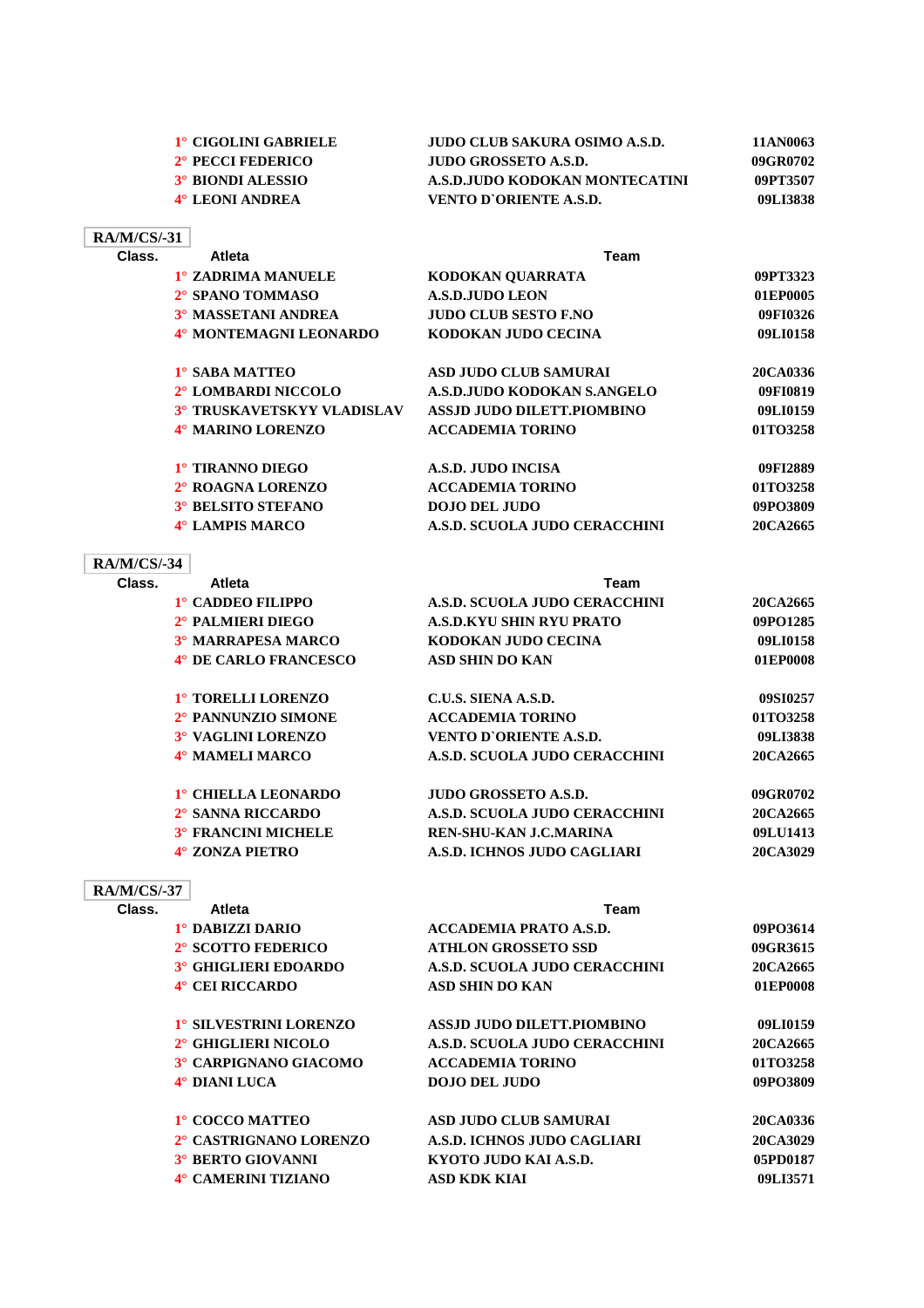| Class. | Atleta | Team | |
|---|---|---|---|
| 1° | CIGOLINI GABRIELE | JUDO CLUB SAKURA OSIMO A.S.D. | 11AN0063 |
| 2° | PECCI FEDERICO | JUDO GROSSETO A.S.D. | 09GR0702 |
| 3° | BIONDI ALESSIO | A.S.D.JUDO KODOKAN MONTECATINI | 09PT3507 |
| 4° | LEONI ANDREA | VENTO D`ORIENTE A.S.D. | 09LI3838 |

## RA/M/CS/-31

| Class. | Atleta | Team | |
|---|---|---|---|
| 1° | ZADRIMA MANUELE | KODOKAN QUARRATA | 09PT3323 |
| 2° | SPANO TOMMASO | A.S.D.JUDO LEON | 01EP0005 |
| 3° | MASSETANI ANDREA | JUDO CLUB SESTO F.NO | 09FI0326 |
| 4° | MONTEMAGNI LEONARDO | KODOKAN JUDO CECINA | 09LI0158 |
| | | | |
| 1° | SABA MATTEO | ASD JUDO CLUB SAMURAI | 20CA0336 |
| 2° | LOMBARDI NICCOLO | A.S.D.JUDO KODOKAN S.ANGELO | 09FI0819 |
| 3° | TRUSKAVETSKYY VLADISLAV | ASSJD JUDO DILETT.PIOMBINO | 09LI0159 |
| 4° | MARINO LORENZO | ACCADEMIA TORINO | 01TO3258 |
| | | | |
| 1° | TIRANNO DIEGO | A.S.D. JUDO INCISA | 09FI2889 |
| 2° | ROAGNA LORENZO | ACCADEMIA TORINO | 01TO3258 |
| 3° | BELSITO STEFANO | DOJO DEL JUDO | 09PO3809 |
| 4° | LAMPIS MARCO | A.S.D. SCUOLA JUDO CERACCHINI | 20CA2665 |

## RA/M/CS/-34

| Class. | Atleta | Team | |
|---|---|---|---|
| 1° | CADDEO FILIPPO | A.S.D. SCUOLA JUDO CERACCHINI | 20CA2665 |
| 2° | PALMIERI DIEGO | A.S.D.KYU SHIN RYU PRATO | 09PO1285 |
| 3° | MARRAPESA MARCO | KODOKAN JUDO CECINA | 09LI0158 |
| 4° | DE CARLO FRANCESCO | ASD SHIN DO KAN | 01EP0008 |
| | | | |
| 1° | TORELLI LORENZO | C.U.S. SIENA A.S.D. | 09SI0257 |
| 2° | PANNUNZIO SIMONE | ACCADEMIA TORINO | 01TO3258 |
| 3° | VAGLINI LORENZO | VENTO D`ORIENTE A.S.D. | 09LI3838 |
| 4° | MAMELI MARCO | A.S.D. SCUOLA JUDO CERACCHINI | 20CA2665 |
| | | | |
| 1° | CHIELLA LEONARDO | JUDO GROSSETO A.S.D. | 09GR0702 |
| 2° | SANNA RICCARDO | A.S.D. SCUOLA JUDO CERACCHINI | 20CA2665 |
| 3° | FRANCINI MICHELE | REN-SHU-KAN J.C.MARINA | 09LU1413 |
| 4° | ZONZA PIETRO | A.S.D. ICHNOS JUDO CAGLIARI | 20CA3029 |

## RA/M/CS/-37

| Class. | Atleta | Team | |
|---|---|---|---|
| 1° | DABIZZI DARIO | ACCADEMIA PRATO A.S.D. | 09PO3614 |
| 2° | SCOTTO FEDERICO | ATHLON GROSSETO SSD | 09GR3615 |
| 3° | GHIGLIERI EDOARDO | A.S.D. SCUOLA JUDO CERACCHINI | 20CA2665 |
| 4° | CEI RICCARDO | ASD SHIN DO KAN | 01EP0008 |
| | | | |
| 1° | SILVESTRINI LORENZO | ASSJD JUDO DILETT.PIOMBINO | 09LI0159 |
| 2° | GHIGLIERI NICOLO | A.S.D. SCUOLA JUDO CERACCHINI | 20CA2665 |
| 3° | CARPIGNANO GIACOMO | ACCADEMIA TORINO | 01TO3258 |
| 4° | DIANI LUCA | DOJO DEL JUDO | 09PO3809 |
| | | | |
| 1° | COCCO MATTEO | ASD JUDO CLUB SAMURAI | 20CA0336 |
| 2° | CASTRIGNANO LORENZO | A.S.D. ICHNOS JUDO CAGLIARI | 20CA3029 |
| 3° | BERTO GIOVANNI | KYOTO JUDO KAI A.S.D. | 05PD0187 |
| 4° | CAMERINI TIZIANO | ASD KDK KIAI | 09LI3571 |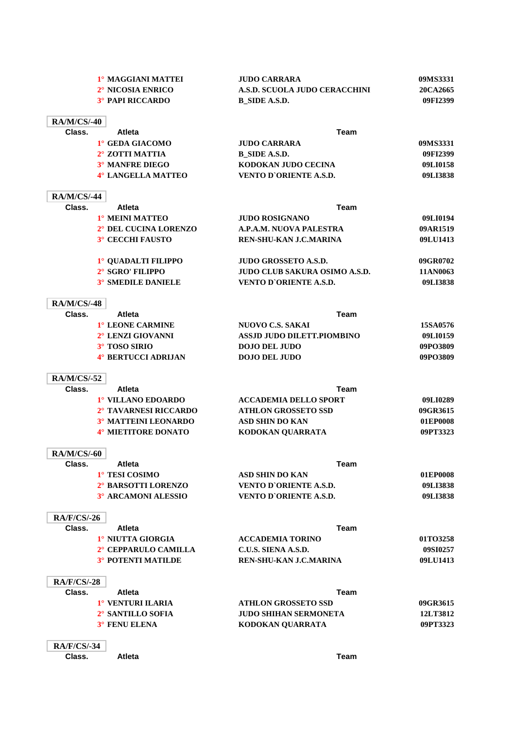| Class. | Atleta | Team | |
|---|---|---|---|
| 1° | MAGGIANI MATTEI | JUDO CARRARA | 09MS3331 |
| 2° | NICOSIA ENRICO | A.S.D. SCUOLA JUDO CERACCHINI | 20CA2665 |
| 3° | PAPI RICCARDO | B_SIDE A.S.D. | 09FI2399 |

**RA/M/CS/-40**

| Class. | Atleta | Team | |
|---|---|---|---|
| 1° | GEDA GIACOMO | JUDO CARRARA | 09MS3331 |
| 2° | ZOTTI MATTIA | B_SIDE A.S.D. | 09FI2399 |
| 3° | MANFRE DIEGO | KODOKAN JUDO CECINA | 09LI0158 |
| 4° | LANGELLA MATTEO | VENTO D`ORIENTE A.S.D. | 09LI3838 |

**RA/M/CS/-44**

| Class. | Atleta | Team | |
|---|---|---|---|
| 1° | MEINI MATTEO | JUDO ROSIGNANO | 09LI0194 |
| 2° | DEL CUCINA LORENZO | A.P.A.M. NUOVA PALESTRA | 09AR1519 |
| 3° | CECCHI FAUSTO | REN-SHU-KAN J.C.MARINA | 09LU1413 |
| | | | |
| 1° | QUADALTI FILIPPO | JUDO GROSSETO A.S.D. | 09GR0702 |
| 2° | SGRO' FILIPPO | JUDO CLUB SAKURA OSIMO A.S.D. | 11AN0063 |
| 3° | SMEDILE DANIELE | VENTO D`ORIENTE A.S.D. | 09LI3838 |

**RA/M/CS/-48**

| Class. | Atleta | Team | |
|---|---|---|---|
| 1° | LEONE CARMINE | NUOVO C.S. SAKAI | 15SA0576 |
| 2° | LENZI GIOVANNI | ASSJD JUDO DILETT.PIOMBINO | 09LI0159 |
| 3° | TOSO SIRIO | DOJO DEL JUDO | 09PO3809 |
| 4° | BERTUCCI ADRIJAN | DOJO DEL JUDO | 09PO3809 |

**RA/M/CS/-52**

| Class. | Atleta | Team | |
|---|---|---|---|
| 1° | VILLANO EDOARDO | ACCADEMIA DELLO SPORT | 09LI0289 |
| 2° | TAVARNESI RICCARDO | ATHLON GROSSETO SSD | 09GR3615 |
| 3° | MATTEINI LEONARDO | ASD SHIN DO KAN | 01EP0008 |
| 4° | MIETITORE DONATO | KODOKAN QUARRATA | 09PT3323 |

**RA/M/CS/-60**

| Class. | Atleta | Team | |
|---|---|---|---|
| 1° | TESI COSIMO | ASD SHIN DO KAN | 01EP0008 |
| 2° | BARSOTTI LORENZO | VENTO D`ORIENTE A.S.D. | 09LI3838 |
| 3° | ARCAMONI ALESSIO | VENTO D`ORIENTE A.S.D. | 09LI3838 |

**RA/F/CS/-26**

| Class. | Atleta | Team | |
|---|---|---|---|
| 1° | NIUTTA GIORGIA | ACCADEMIA TORINO | 01TO3258 |
| 2° | CEPPARULO CAMILLA | C.U.S. SIENA A.S.D. | 09SI0257 |
| 3° | POTENTI MATILDE | REN-SHU-KAN J.C.MARINA | 09LU1413 |

**RA/F/CS/-28**

| Class. | Atleta | Team | |
|---|---|---|---|
| 1° | VENTURI ILARIA | ATHLON GROSSETO SSD | 09GR3615 |
| 2° | SANTILLO SOFIA | JUDO SHIHAN SERMONETA | 12LT3812 |
| 3° | FENU ELENA | KODOKAN QUARRATA | 09PT3323 |

**RA/F/CS/-34**

| Class. | Atleta | Team | |
|---|---|---|---|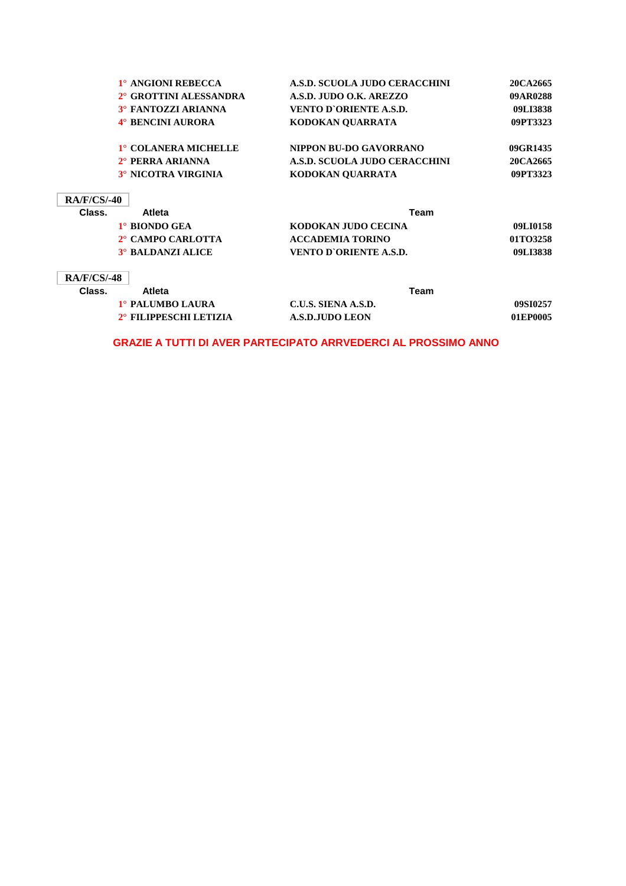| | | | |
|---|---|---|---|
| | 1° ANGIONI REBECCA | A.S.D. SCUOLA JUDO CERACCHINI | 20CA2665 |
| | 2° GROTTINI ALESSANDRA | A.S.D. JUDO O.K. AREZZO | 09AR0288 |
| | 3° FANTOZZI ARIANNA | VENTO D`ORIENTE A.S.D. | 09LI3838 |
| | 4° BENCINI AURORA | KODOKAN QUARRATA | 09PT3323 |

| | | | |
|---|---|---|---|
| | 1° COLANERA MICHELLE | NIPPON BU-DO GAVORRANO | 09GR1435 |
| | 2° PERRA ARIANNA | A.S.D. SCUOLA JUDO CERACCHINI | 20CA2665 |
| | 3° NICOTRA VIRGINIA | KODOKAN QUARRATA | 09PT3323 |

**RA/F/CS/-40**

| Class. | Atleta | Team | |
|---|---|---|---|
| | 1° BIONDO GEA | KODOKAN JUDO CECINA | 09LI0158 |
| | 2° CAMPO CARLOTTA | ACCADEMIA TORINO | 01TO3258 |
| | 3° BALDANZI ALICE | VENTO D`ORIENTE A.S.D. | 09LI3838 |

**RA/F/CS/-48**

| Class. | Atleta | Team | |
|---|---|---|---|
| | 1° PALUMBO LAURA | C.U.S. SIENA A.S.D. | 09SI0257 |
| | 2° FILIPPESCHI LETIZIA | A.S.D.JUDO LEON | 01EP0005 |

**GRAZIE A TUTTI DI AVER PARTECIPATO ARRVEDERCI AL PROSSIMO ANNO**